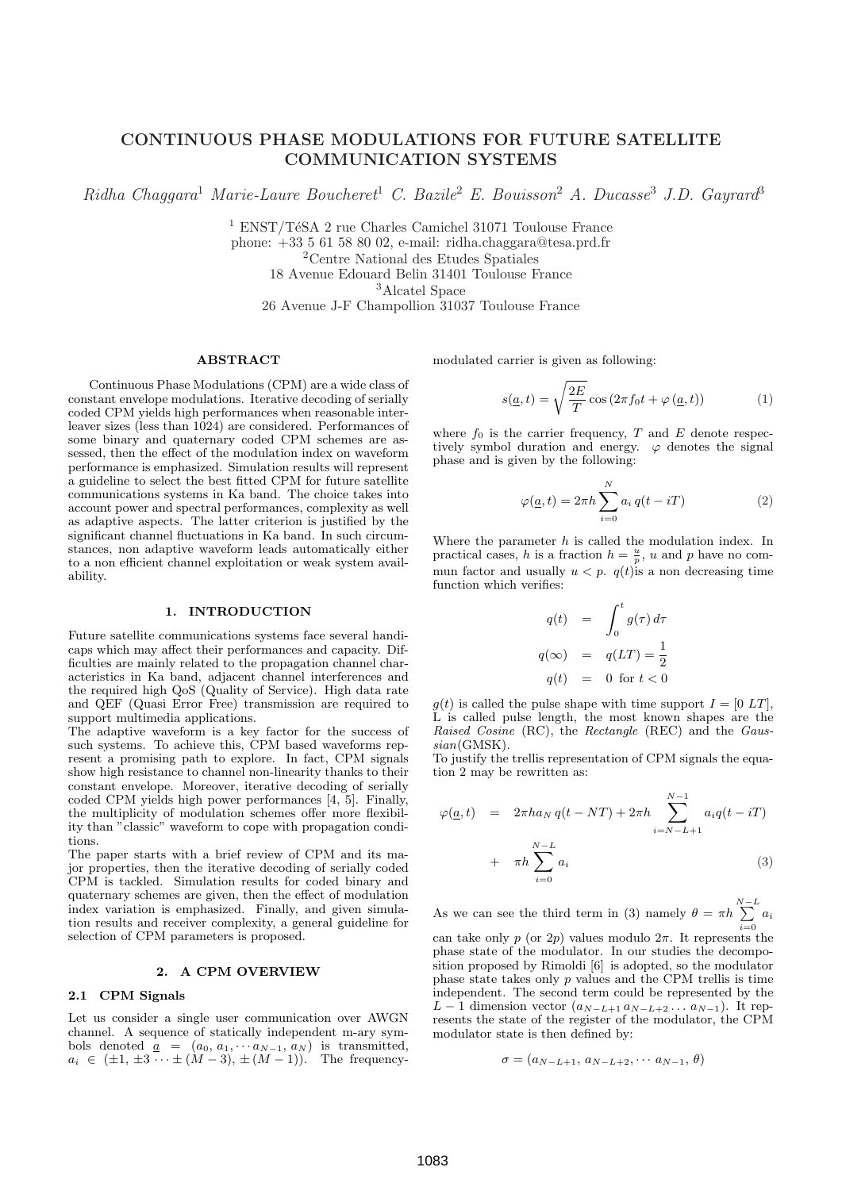# CONTINUOUS PHASE MODULATIONS FOR FUTURE SATELLITE COMMUNICATION SYSTEMS

*Ridha Chaggara*[1] *Marie-Laure Boucheret*[1] *C. Bazile*[2] *E. Bouisson*[2] *A. Ducasse*[3] *J.D. Gayrard*[3]

[1] ENST/TéSA 2 rue Charles Camichel 31071 Toulouse France
phone: +33 5 61 58 80 02, e-mail: ridha.chaggara@tesa.prd.fr
[2] Centre National des Etudes Spatiales
18 Avenue Edouard Belin 31401 Toulouse France
[3] Alcatel Space
26 Avenue J-F Champollion 31037 Toulouse France

## ABSTRACT

Continuous Phase Modulations (CPM) are a wide class of constant envelope modulations. Iterative decoding of serially coded CPM yields high performances when reasonable interleaver sizes (less than 1024) are considered. Performances of some binary and quaternary coded CPM schemes are assessed, then the effect of the modulation index on waveform performance is emphasized. Simulation results will represent a guideline to select the best fitted CPM for future satellite communications systems in Ka band. The choice takes into account power and spectral performances, complexity as well as adaptive aspects. The latter criterion is justified by the significant channel fluctuations in Ka band. In such circumstances, non adaptive waveform leads automatically either to a non efficient channel exploitation or weak system availability.

## 1. INTRODUCTION

Future satellite communications systems face several handicaps which may affect their performances and capacity. Difficulties are mainly related to the propagation channel characteristics in Ka band, adjacent channel interferences and the required high QoS (Quality of Service). High data rate and QEF (Quasi Error Free) transmission are required to support multimedia applications.

The adaptive waveform is a key factor for the success of such systems. To achieve this, CPM based waveforms represent a promising path to explore. In fact, CPM signals show high resistance to channel non-linearity thanks to their constant envelope. Moreover, iterative decoding of serially coded CPM yields high power performances [4, 5]. Finally, the multiplicity of modulation schemes offer more flexibility than "classic" waveform to cope with propagation conditions.

The paper starts with a brief review of CPM and its major properties, then the iterative decoding of serially coded CPM is tackled. Simulation results for coded binary and quaternary schemes are given, then the effect of modulation index variation is emphasized. Finally, and given simulation results and receiver complexity, a general guideline for selection of CPM parameters is proposed.

## 2. A CPM OVERVIEW

### 2.1 CPM Signals

Let us consider a single user communication over AWGN channel. A sequence of statically independent m-ary symbols denoted $\underline{a} = (a_0, a_1, \cdots a_{N-1}, a_N)$ is transmitted, $a_i \in (\pm 1, \pm 3 \cdots \pm (M-3), \pm (M-1))$. The frequency-modulated carrier is given as following:

$$s(\underline{a}, t) = \sqrt{\frac{2E}{T}} \cos\left(2\pi f_0 t + \varphi\left(\underline{a}, t\right)\right) \tag{1}$$

where $f_0$ is the carrier frequency, $T$ and $E$ denote respectively symbol duration and energy. $\varphi$ denotes the signal phase and is given by the following:

$$\varphi(\underline{a}, t) = 2\pi h \sum_{i=0}^{N} a_i \, q(t - iT) \tag{2}$$

Where the parameter $h$ is called the modulation index. In practical cases, $h$ is a fraction $h = \frac{u}{p}$, $u$ and $p$ have no commun factor and usually $u < p$. $q(t)$is a non decreasing time function which verifies:

$$\begin{aligned} q(t) &= \int_0^t g(\tau)\, d\tau \\ q(\infty) &= q(LT) = \frac{1}{2} \\ q(t) &= 0 \text{ for } t < 0 \end{aligned}$$

$g(t)$ is called the pulse shape with time support $I = [0 \; LT]$, L is called pulse length, the most known shapes are the *Raised Cosine* (RC), the *Rectangle* (REC) and the *Gaussian*(GMSK).

To justify the trellis representation of CPM signals the equation 2 may be rewritten as:

$$\begin{aligned} \varphi(\underline{a}, t) &= 2\pi h a_N \, q(t - NT) + 2\pi h \sum_{i=N-L+1}^{N-1} a_i q(t - iT) \\ &+ \pi h \sum_{i=0}^{N-L} a_i \end{aligned} \tag{3}$$

As we can see the third term in (3) namely $\theta = \pi h \sum_{i=0}^{N-L} a_i$ can take only $p$ (or $2p$) values modulo $2\pi$. It represents the phase state of the modulator. In our studies the decomposition proposed by Rimoldi [6] is adopted, so the modulator phase state takes only $p$ values and the CPM trellis is time independent. The second term could be represented by the $L-1$ dimension vector $(a_{N-L+1} \, a_{N-L+2} \ldots a_{N-1})$. It represents the state of the register of the modulator, the CPM modulator state is then defined by:

$$\sigma = (a_{N-L+1}, \, a_{N-L+2}, \cdots a_{N-1}, \, \theta)$$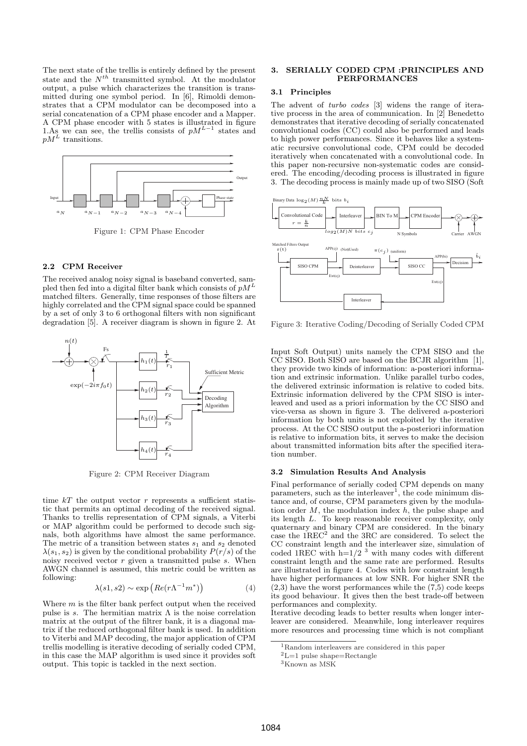The next state of the trellis is entirely defined by the present state and the $N^{th}$ transmitted symbol. At the modulator output, a pulse which characterizes the transition is transmitted during one symbol period. In [6], Rimoldi demonstrates that a CPM modulator can be decomposed into a serial concatenation of a CPM phase encoder and a Mapper. A CPM phase encoder with 5 states is illustrated in figure 1.As we can see, the trellis consists of $pM^{L-1}$ states and $pM^L$ transitions.

Figure 1: CPM Phase Encoder

### 2.2 CPM Receiver

The received analog noisy signal is baseband converted, sampled then fed into a digital filter bank which consists of $pM^L$ matched filters. Generally, time responses of those filters are highly correlated and the CPM signal space could be spanned by a set of only 3 to 6 orthogonal filters with non significant degradation [5]. A receiver diagram is shown in figure 2. At time $kT$ the output vector $r$ represents a sufficient statistic that permits an optimal decoding of the received signal. Thanks to trellis representation of CPM signals, a Viterbi or MAP algorithm could be performed to decode such signals, both algorithms have almost the same performance. The metric of a transition between states $s_1$ and $s_2$ denoted $\lambda(s_1, s_2)$ is given by the conditional probability $P(r/s)$ of the noisy received vector $r$ given a transmitted pulse $s$. When AWGN channel is assumed, this metric could be written as following:

$$\lambda(s1, s2) \sim \exp\left(Re(r\Lambda^{-1}m^*)\right) \qquad (4)$$

Figure 2: CPM Receiver Diagram

Where $m$ is the filter bank perfect output when the received pulse is $s$. The hermitian matrix $\Lambda$ is the noise correlation matrix at the output of the filtrer bank, it is a diagonal matrix if the reduced orthogonal filter bank is used. In addition to Viterbi and MAP decoding, the major application of CPM trellis modelling is iterative decoding of serially coded CPM, in this case the MAP algorithm is used since it provides soft output. This topic is tackled in the next section.

## 3. SERIALLY CODED CPM :PRINCIPLES AND PERFORMANCES

### 3.1 Principles

The advent of *turbo codes* [3] widens the range of iterative process in the area of communication. In [2] Benedetto demonstrates that iterative decoding of serially concatenated convolutional codes (CC) could also be performed and leads to high power performances. Since it behaves like a systematic recursive convolutional code, CPM could be decoded iteratively when concatenated with a convolutional code. In this paper non-recursive non-systematic codes are considered. The encoding/decoding process is illustrated in figure 3. The decoding process is mainly made up of two SISO (Soft Input Soft Output) units namely the CPM SISO and the CC SISO. Both SISO are based on the BCJR algorithm [1], they provide two kinds of information: a-posteriori information and extrinsic information. Unlike parallel turbo codes, the delivered extrinsic information is relative to coded bits. Extrinsic information delivered by the CPM SISO is interleaved and used as a priori information by the CC SISO and vice-versa as shown in figure 3. The delivered a-posteriori information by both units is not exploited by the iterative process. At the CC SISO output the a-posteriori information is relative to information bits, it serves to make the decision about transmitted information bits after the specified iteration number.

Figure 3: Iterative Coding/Decoding of Serially Coded CPM

### 3.2 Simulation Results And Analysis

Final performance of serially coded CPM depends on many parameters, such as the interleaver[1], the code minimum distance and, of course, CPM parameters given by the modulation order $M$, the modulation index $h$, the pulse shape and its length $L$. To keep reasonable receiver complexity, only quaternary and binary CPM are considered. In the binary case the 1REC[2] and the 3RC are considered. To select the CC constraint length and the interleaver size, simulation of coded 1REC with h=1/2 [3] with many codes with different constraint length and the same rate are performed. Results are illustrated in figure 4. Codes with low constraint length have higher performances at low SNR. For higher SNR the (2,3) have the worst performances while the (7,5) code keeps its good behaviour. It gives then the best trade-off between performances and complexity.

Iterative decoding leads to better results when longer interleaver are considered. Meanwhile, long interleaver requires more resources and processing time which is not compliant

[1] Random interleavers are considered in this paper

[2] L=1 pulse shape=Rectangle

[3] Known as MSK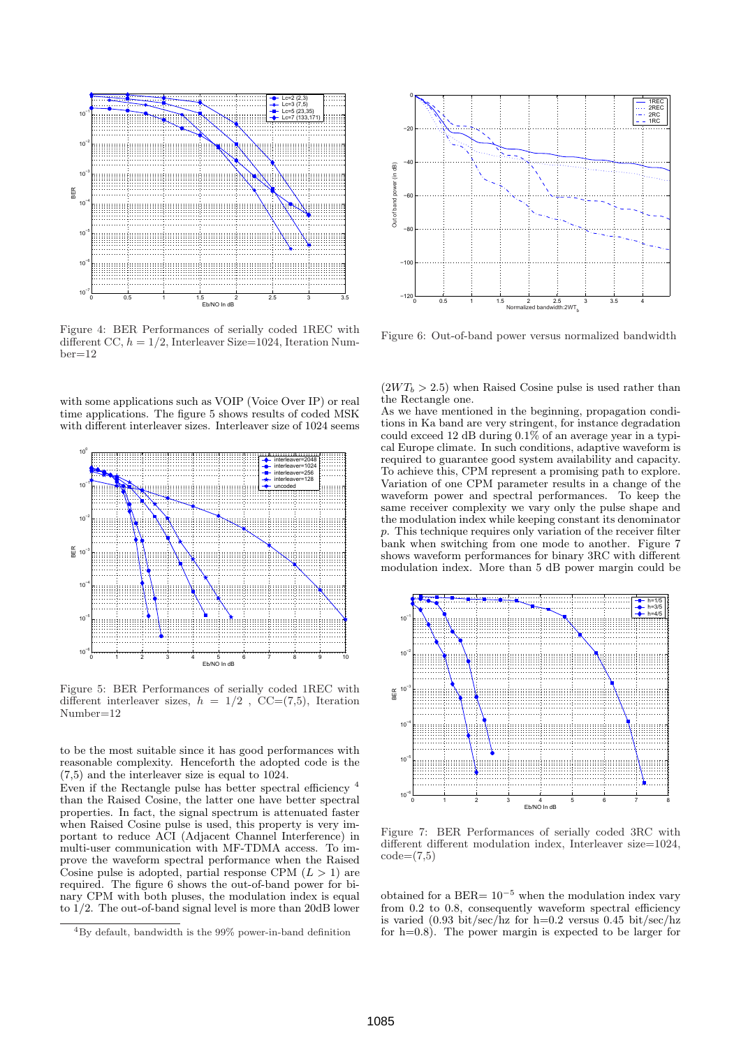Figure 4: BER Performances of serially coded 1REC with different CC, $h = 1/2$, Interleaver Size=1024, Iteration Number=12

with some applications such as VOIP (Voice Over IP) or real time applications. The figure 5 shows results of coded MSK with different interleaver sizes. Interleaver size of 1024 seems to be the most suitable since it has good performances with reasonable complexity. Henceforth the adopted code is the (7,5) and the interleaver size is equal to 1024.

Figure 5: BER Performances of serially coded 1REC with different interleaver sizes, $h = 1/2$ , CC=(7,5), Iteration Number=12

Even if the Rectangle pulse has better spectral efficiency [4] than the Raised Cosine, the latter one have better spectral properties. In fact, the signal spectrum is attenuated faster when Raised Cosine pulse is used, this property is very important to reduce ACI (Adjacent Channel Interference) in multi-user communication with MF-TDMA access. To improve the waveform spectral performance when the Raised Cosine pulse is adopted, partial response CPM ($L > 1$) are required. The figure 6 shows the out-of-band power for binary CPM with both pluses, the modulation index is equal to 1/2. The out-of-band signal level is more than 20dB lower ($2WT_b > 2.5$) when Raised Cosine pulse is used rather than the Rectangle one.

[4] By default, bandwidth is the 99% power-in-band definition

Figure 6: Out-of-band power versus normalized bandwidth

As we have mentioned in the beginning, propagation conditions in Ka band are very stringent, for instance degradation could exceed 12 dB during 0.1% of an average year in a typical Europe climate. In such conditions, adaptive waveform is required to guarantee good system availability and capacity. To achieve this, CPM represent a promising path to explore. Variation of one CPM parameter results in a change of the waveform power and spectral performances. To keep the same receiver complexity we vary only the pulse shape and the modulation index while keeping constant its denominator $p$. This technique requires only variation of the receiver filter bank when switching from one mode to another. Figure 7 shows waveform performances for binary 3RC with different modulation index. More than 5 dB power margin could be obtained for a BER= $10^{-5}$ when the modulation index vary from 0.2 to 0.8, consequently waveform spectral efficiency is varied (0.93 bit/sec/hz for h=0.2 versus 0.45 bit/sec/hz for h=0.8). The power margin is expected to be larger for

Figure 7: BER Performances of serially coded 3RC with different different modulation index, Interleaver size=1024, code=(7,5)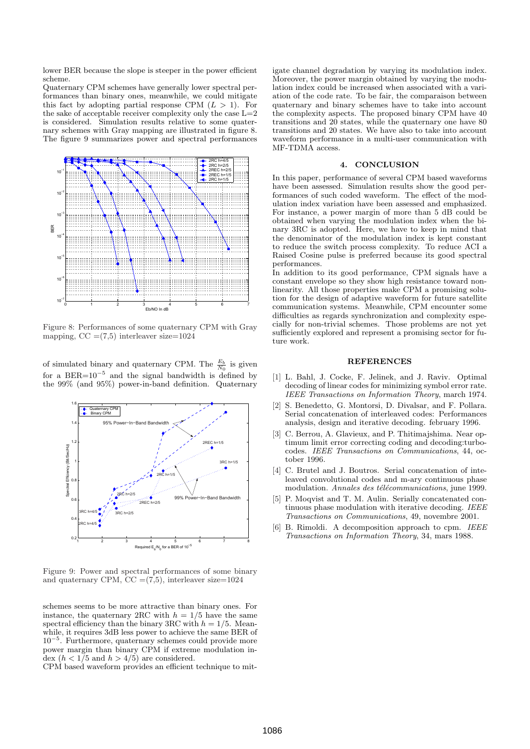lower BER because the slope is steeper in the power efficient scheme.

Quaternary CPM schemes have generally lower spectral performances than binary ones, meanwhile, we could mitigate this fact by adopting partial response CPM ($L > 1$). For the sake of acceptable receiver complexity only the case L=2 is considered. Simulation results relative to some quaternary schemes with Gray mapping are illustrated in figure 8. The figure 9 summarizes power and spectral performances

2RC h=4/5
2RC h=2/5
2REC h=2/5
2REC h=1/5
2RC h=1/5
BER
Eb/NO in dB

Figure 8: Performances of some quaternary CPM with Gray mapping, CC =(7,5) interleaver size=1024

of simulated binary and quaternary CPM. The $\frac{E_b}{N_0}$ is given for a BER=$10^{-5}$ and the signal bandwidth is defined by the 99% (and 95%) power-in-band definition. Quaternary

Quaternary CPM
Binary CPM
95% Power−In−Band Bandwidth
99% Power−In−Band Bandwidth
2REC h=1/5
3RC h=1/5
2RC h=1/5
2RC h=2/5
2REC h=2/5
3RC h=4/5
3RC h=2/5
2RC h=4/5
Spectral Efficiency (Bit/Sec/Hz)
Required $E_b/N_0$ for a BER of $10^{-5}$

Figure 9: Power and spectral performances of some binary and quaternary CPM, CC =(7,5), interleaver size=1024

schemes seems to be more attractive than binary ones. For instance, the quaternary 2RC with $h = 1/5$ have the same spectral efficiency than the binary 3RC with $h = 1/5$. Meanwhile, it requires 3dB less power to achieve the same BER of $10^{-5}$. Furthermore, quaternary schemes could provide more power margin than binary CPM if extreme modulation index ($h < 1/5$ and $h > 4/5$) are considered.

CPM based waveform provides an efficient technique to mitigate channel degradation by varying its modulation index. Moreover, the power margin obtained by varying the modulation index could be increased when associated with a variation of the code rate. To be fair, the comparaison between quaternary and binary schemes have to take into account the complexity aspects. The proposed binary CPM have 40 transitions and 20 states, while the quaternary one have 80 transitions and 20 states. We have also to take into account waveform performance in a multi-user communication with MF-TDMA access.

## 4. CONCLUSION

In this paper, performance of several CPM based waveforms have been assessed. Simulation results show the good performances of such coded waveform. The effect of the modulation index variation have been assessed and emphasized. For instance, a power margin of more than 5 dB could be obtained when varying the modulation index when the binary 3RC is adopted. Here, we have to keep in mind that the denominator of the modulation index is kept constant to reduce the switch process complexity. To reduce ACI a Raised Cosine pulse is preferred because its good spectral performances.

In addition to its good performance, CPM signals have a constant envelope so they show high resistance toward nonlinearity. All those properties make CPM a promising solution for the design of adaptive waveform for future satellite communication systems. Meanwhile, CPM encounter some difficulties as regards synchronization and complexity especially for non-trivial schemes. Those problems are not yet sufficiently explored and represent a promising sector for future work.

## REFERENCES

[1] L. Bahl, J. Cocke, F. Jelinek, and J. Raviv. Optimal decoding of linear codes for minimizing symbol error rate. *IEEE Transactions on Information Theory*, march 1974.

[2] S. Benedetto, G. Montorsi, D. Divalsar, and F. Pollara. Serial concatenation of interleaved codes: Performances analysis, design and iterative decoding. february 1996.

[3] C. Berrou, A. Glavieux, and P. Thitimajshima. Near optimum limit error correcting coding and decoding:turbo-codes. *IEEE Transactions on Communications*, 44, october 1996.

[4] C. Brutel and J. Boutros. Serial concatenation of interleaved convolutional codes and m-ary continuous phase modulation. *Annales des télécommunications*, june 1999.

[5] P. Moqvist and T. M. Aulin. Serially concatenated continuous phase modulation with iterative decoding. *IEEE Transactions on Communications*, 49, novembre 2001.

[6] B. Rimoldi. A decomposition approach to cpm. *IEEE Transactions on Information Theory*, 34, mars 1988.